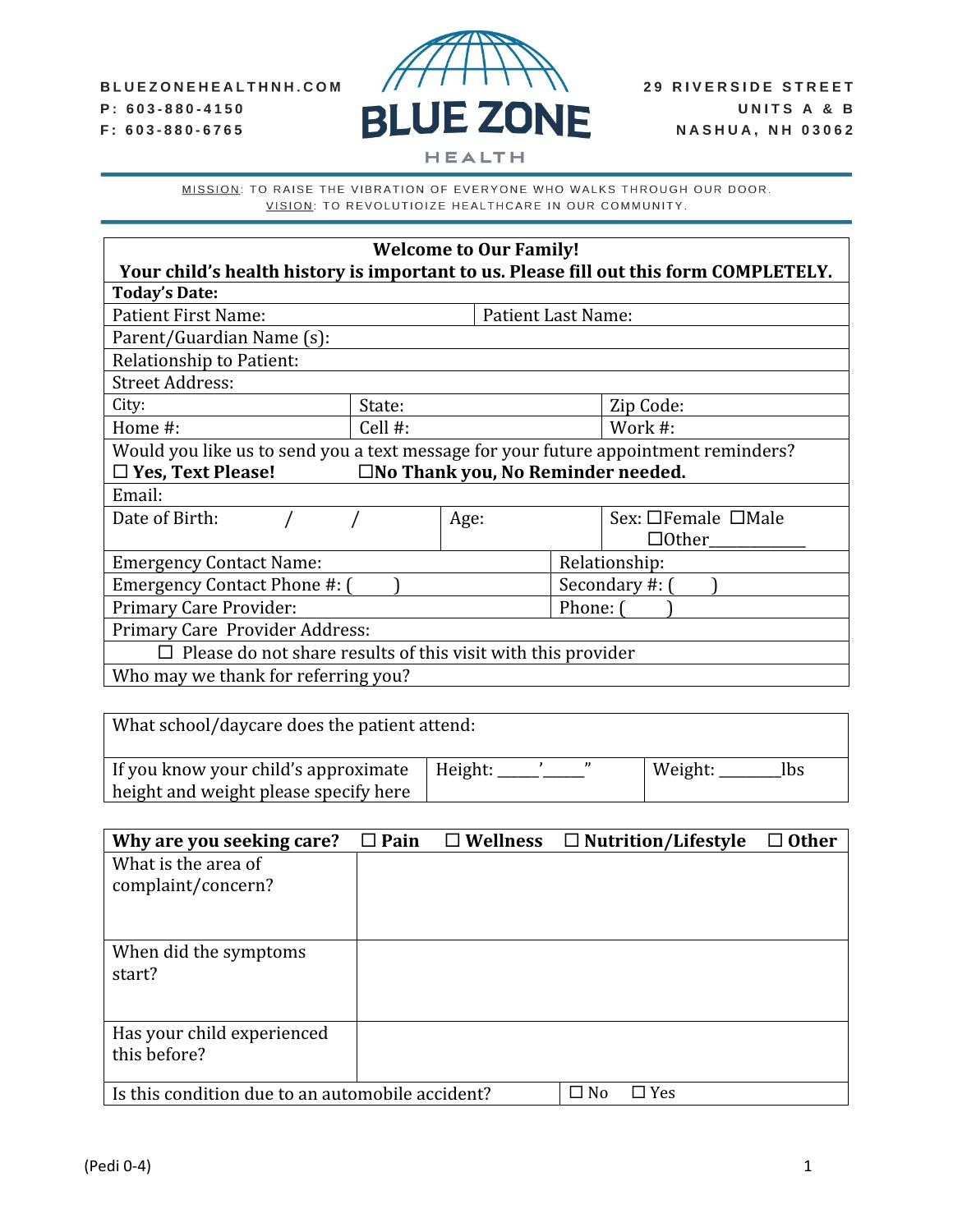BLUEZONEHEALTHNH.COM
P: 603-880-4150
F: 603-880-6765

# BLUE ZONE HEALTH

29 RIVERSIDE STREET
UNITS A & B
NASHUA, NH 03062

MISSION: TO RAISE THE VIBRATION OF EVERYONE WHO WALKS THROUGH OUR DOOR.
VISION: TO REVOLUTIOIZE HEALTHCARE IN OUR COMMUNITY.

| **Welcome to Our Family!** <br> **Your child's health history is important to us. Please fill out this form COMPLETELY.** | | |
|---|---|---|
| **Today's Date:** | | |
| Patient First Name: | Patient Last Name: | |
| Parent/Guardian Name (s): | | |
| Relationship to Patient: | | |
| Street Address: | | |
| City: | State: | Zip Code: |
| Home #: | Cell #: | Work #: |
| Would you like us to send you a text message for your future appointment reminders? <br> ☐ **Yes, Text Please!** ☐ **No Thank you, No Reminder needed.** | | |
| Email: | | |
| Date of Birth: / / | Age: | Sex: ☐Female ☐Male ☐Other___________ |
| Emergency Contact Name: | Relationship: | |
| Emergency Contact Phone #: ( ) | Secondary #: ( ) | |
| Primary Care Provider: | Phone: ( ) | |
| Primary Care Provider Address: | | |
| ☐ Please do not share results of this visit with this provider | | |
| Who may we thank for referring you? | | |

| What school/daycare does the patient attend: | | |
|---|---|---|
| If you know your child's approximate height and weight please specify here | Height: _____'_____" | Weight: _______lbs |

| **Why are you seeking care?** | ☐ **Pain** ☐ **Wellness** ☐ **Nutrition/Lifestyle** ☐ **Other** |
|---|---|
| What is the area of complaint/concern? | |
| When did the symptoms start? | |
| Has your child experienced this before? | |
| Is this condition due to an automobile accident? | ☐ No ☐ Yes |

(Pedi 0-4)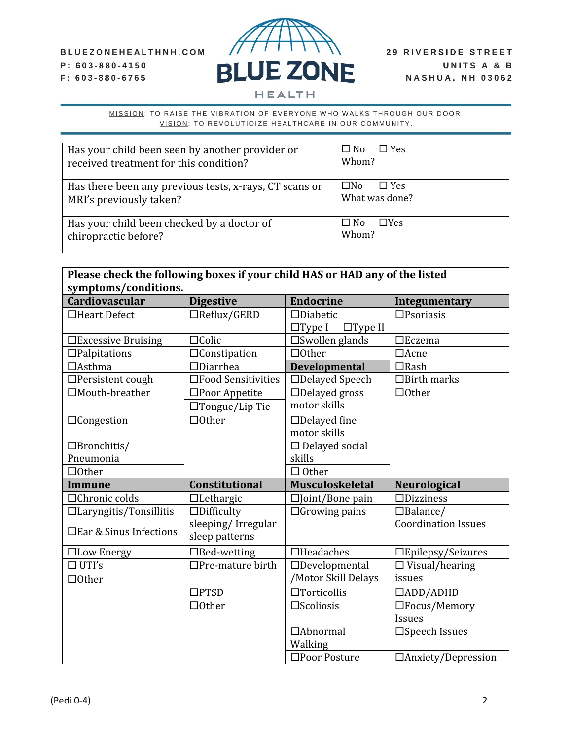BLUEZONEHEALTHNH.COM
P: 603-880-4150
F: 603-880-6765

BLUE ZONE HEALTH

29 RIVERSIDE STREET
UNITS A & B
NASHUA, NH 03062

MISSION: TO RAISE THE VIBRATION OF EVERYONE WHO WALKS THROUGH OUR DOOR.
VISION: TO REVOLUTIOIZE HEALTHCARE IN OUR COMMUNITY.

| | |
|---|---|
| Has your child been seen by another provider or received treatment for this condition? | ☐ No ☐ Yes<br>Whom? |
| Has there been any previous tests, x-rays, CT scans or MRI's previously taken? | ☐No ☐ Yes<br>What was done? |
| Has your child been checked by a doctor of chiropractic before? | ☐ No ☐Yes<br>Whom? |

**Please check the following boxes if your child HAS or HAD any of the listed symptoms/conditions.**

| **Cardiovascular** | **Digestive** | **Endocrine** | **Integumentary** |
|---|---|---|---|
| ☐Heart Defect | ☐Reflux/GERD | ☐Diabetic ☐Type I ☐Type II | ☐Psoriasis |
| ☐Excessive Bruising | ☐Colic | ☐Swollen glands | ☐Eczema |
| ☐Palpitations | ☐Constipation | ☐Other | ☐Acne |
| ☐Asthma | ☐Diarrhea | **Developmental** | ☐Rash |
| ☐Persistent cough | ☐Food Sensitivities | ☐Delayed Speech | ☐Birth marks |
| ☐Mouth-breather | ☐Poor Appetite<br>☐Tongue/Lip Tie | ☐Delayed gross motor skills | ☐Other |
| ☐Congestion | ☐Other | ☐Delayed fine motor skills | |
| ☐Bronchitis/ Pneumonia | | ☐ Delayed social skills | |
| ☐Other | | ☐ Other | |
| **Immune** | **Constitutional** | **Musculoskeletal** | **Neurological** |
| ☐Chronic colds | ☐Lethargic | ☐Joint/Bone pain | ☐Dizziness |
| ☐Laryngitis/Tonsillitis<br>☐Ear & Sinus Infections | ☐Difficulty sleeping/ Irregular sleep patterns | ☐Growing pains | ☐Balance/ Coordination Issues |
| ☐Low Energy | ☐Bed-wetting | ☐Headaches | ☐Epilepsy/Seizures |
| ☐ UTI's<br>☐Other | ☐Pre-mature birth | ☐Developmental /Motor Skill Delays | ☐ Visual/hearing issues |
| | ☐PTSD | ☐Torticollis | ☐ADD/ADHD |
| | ☐Other | ☐Scoliosis | ☐Focus/Memory Issues |
| | | ☐Abnormal Walking | ☐Speech Issues |
| | | ☐Poor Posture | ☐Anxiety/Depression |

(Pedi 0-4)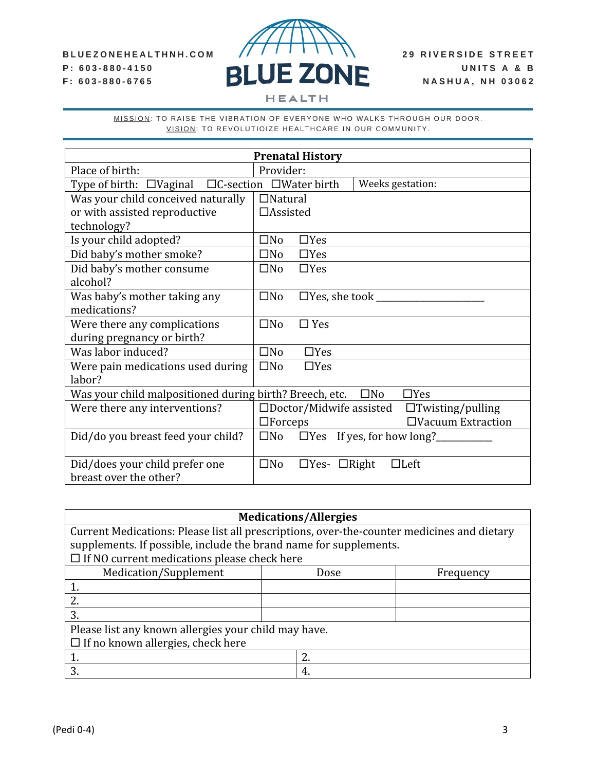BLUEZONEHEALTHNH.COM
P: 603-880-4150
F: 603-880-6765

# BLUE ZONE HEALTH

29 RIVERSIDE STREET
UNITS A & B
NASHUA, NH 03062

MISSION: TO RAISE THE VIBRATION OF EVERYONE WHO WALKS THROUGH OUR DOOR.
VISION: TO REVOLUTIOIZE HEALTHCARE IN OUR COMMUNITY.

| **Prenatal History** | | |
|---|---|---|
| Place of birth: | Provider: | |
| Type of birth: ☐Vaginal ☐C-section ☐Water birth | | Weeks gestation: |
| Was your child conceived naturally or with assisted reproductive technology? | ☐Natural ☐Assisted | |
| Is your child adopted? | ☐No ☐Yes | |
| Did baby's mother smoke? | ☐No ☐Yes | |
| Did baby's mother consume alcohol? | ☐No ☐Yes | |
| Was baby's mother taking any medications? | ☐No ☐Yes, she took ____________________ | |
| Were there any complications during pregnancy or birth? | ☐No ☐ Yes | |
| Was labor induced? | ☐No ☐Yes | |
| Were pain medications used during labor? | ☐No ☐Yes | |
| Was your child malpositioned during birth? Breech, etc. ☐No ☐Yes | | |
| Were there any interventions? | ☐Doctor/Midwife assisted ☐Twisting/pulling ☐Forceps ☐Vacuum Extraction | |
| Did/do you breast feed your child? | ☐No ☐Yes If yes, for how long?__________ | |
| Did/does your child prefer one breast over the other? | ☐No ☐Yes- ☐Right ☐Left | |

| **Medications/Allergies** | | |
|---|---|---|
| Current Medications: Please list all prescriptions, over-the-counter medicines and dietary supplements. If possible, include the brand name for supplements. ☐ If NO current medications please check here | | |
| Medication/Supplement | Dose | Frequency |
| 1. | | |
| 2. | | |
| 3. | | |

| Please list any known allergies your child may have. ☐ If no known allergies, check here | |
|---|---|
| 1. | 2. |
| 3. | 4. |

(Pedi 0-4)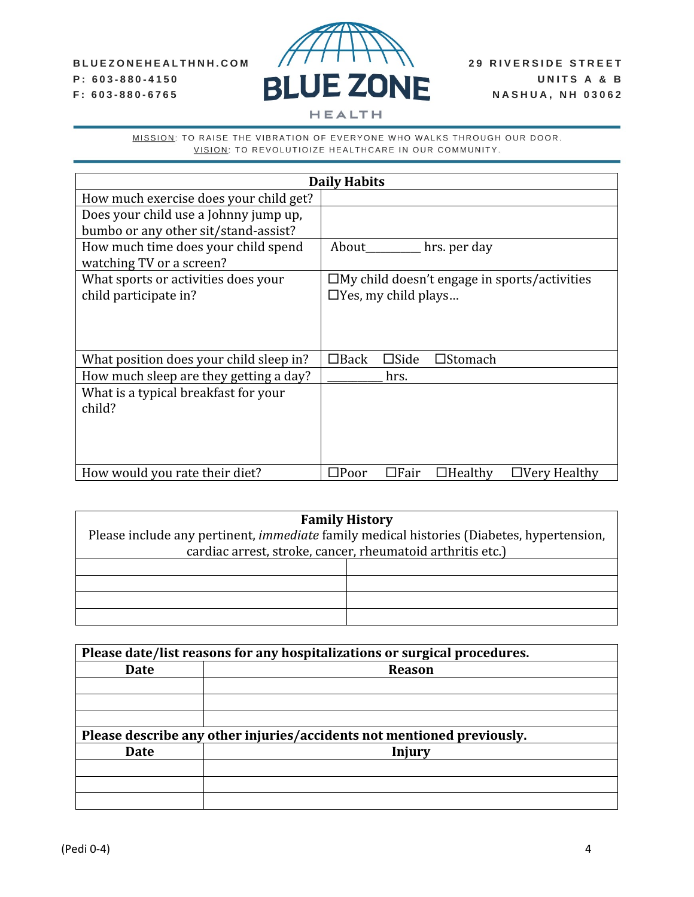BLUEZONEHEALTHNH.COM
P: 603-880-4150
F: 603-880-6765

BLUE ZONE HEALTH

29 RIVERSIDE STREET
UNITS A & B
NASHUA, NH 03062

MISSION: TO RAISE THE VIBRATION OF EVERYONE WHO WALKS THROUGH OUR DOOR.
VISION: TO REVOLUTIOIZE HEALTHCARE IN OUR COMMUNITY.

| Daily Habits | |
|---|---|
| How much exercise does your child get? | |
| Does your child use a Johnny jump up, bumbo or any other sit/stand-assist? | |
| How much time does your child spend watching TV or a screen? | About_________ hrs. per day |
| What sports or activities does your child participate in? | ☐My child doesn't engage in sports/activities<br>☐Yes, my child plays… |
| What position does your child sleep in? | ☐Back ☐Side ☐Stomach |
| How much sleep are they getting a day? | _________ hrs. |
| What is a typical breakfast for your child? | |
| How would you rate their diet? | ☐Poor ☐Fair ☐Healthy ☐Very Healthy |

| Family History<br>Please include any pertinent, *immediate* family medical histories (Diabetes, hypertension, cardiac arrest, stroke, cancer, rheumatoid arthritis etc.) | |
|---|---|
| | |
| | |
| | |
| | |

| Please date/list reasons for any hospitalizations or surgical procedures. | |
|---|---|
| **Date** | **Reason** |
| | |
| | |
| | |
| **Please describe any other injuries/accidents not mentioned previously.** | |
| **Date** | **Injury** |
| | |
| | |
| | |

(Pedi 0-4)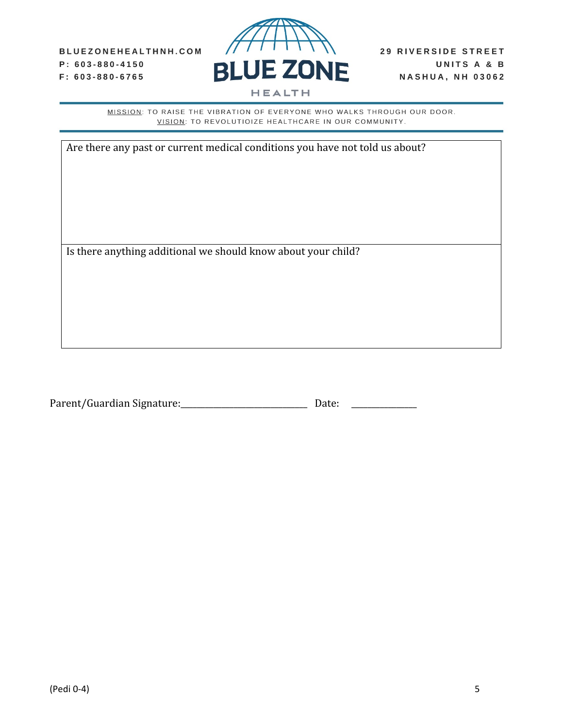BLUEZONEHEALTHNH.COM
P: 603-880-4150
F: 603-880-6765

BLUE ZONE HEALTH

29 RIVERSIDE STREET
UNITS A & B
NASHUA, NH 03062

MISSION: TO RAISE THE VIBRATION OF EVERYONE WHO WALKS THROUGH OUR DOOR.
VISION: TO REVOLUTIOIZE HEALTHCARE IN OUR COMMUNITY.

| Are there any past or current medical conditions you have not told us about? |
|---|
| Is there anything additional we should know about your child? |

Parent/Guardian Signature:____________________________ Date: _______________

(Pedi 0-4)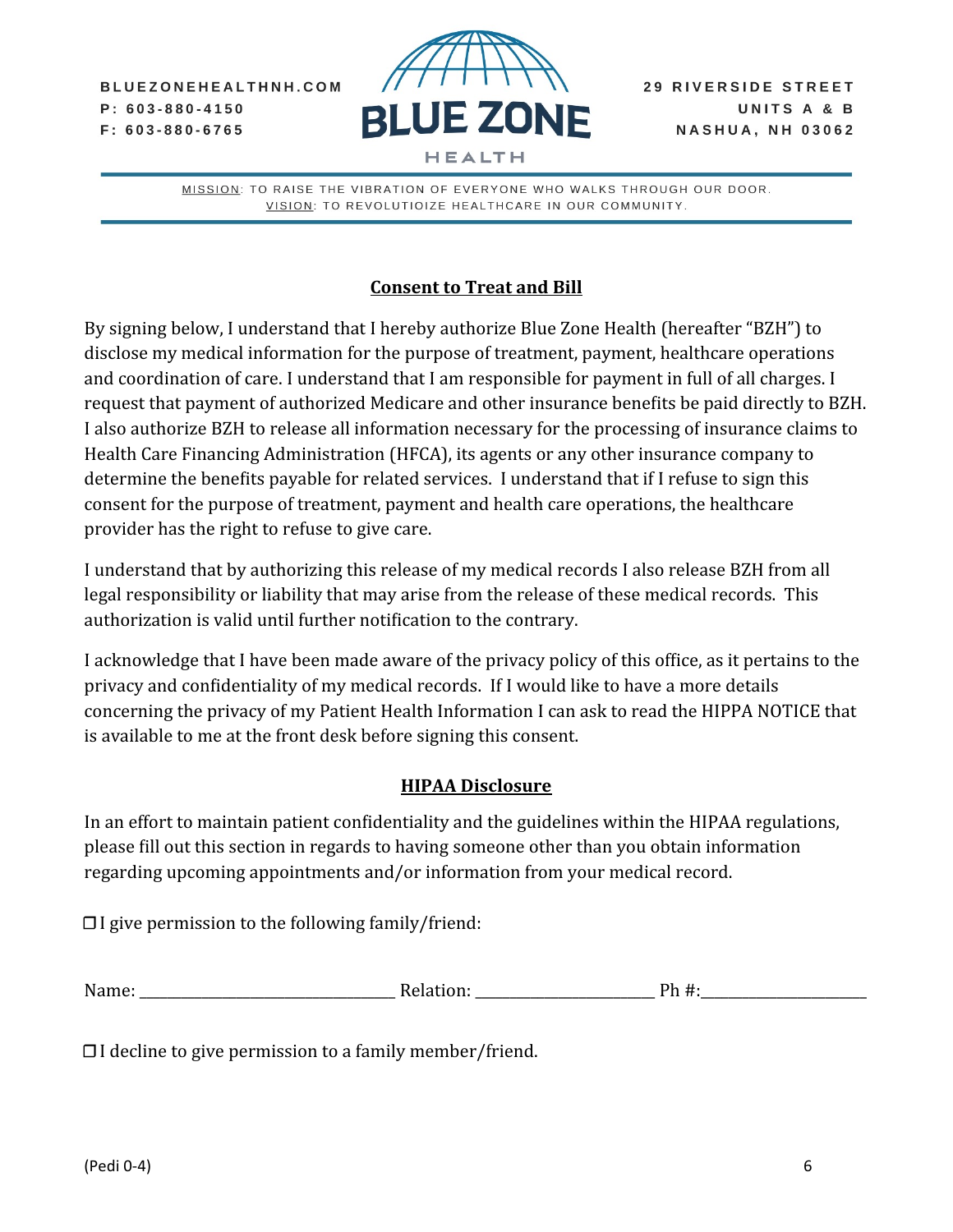BLUEZONEHEALTHNH.COM
P: 603-880-4150
F: 603-880-6765

BLUE ZONE HEALTH

29 RIVERSIDE STREET
UNITS A & B
NASHUA, NH 03062

MISSION: TO RAISE THE VIBRATION OF EVERYONE WHO WALKS THROUGH OUR DOOR.
VISION: TO REVOLUTIOIZE HEALTHCARE IN OUR COMMUNITY.

## Consent to Treat and Bill

By signing below, I understand that I hereby authorize Blue Zone Health (hereafter "BZH") to disclose my medical information for the purpose of treatment, payment, healthcare operations and coordination of care. I understand that I am responsible for payment in full of all charges. I request that payment of authorized Medicare and other insurance benefits be paid directly to BZH. I also authorize BZH to release all information necessary for the processing of insurance claims to Health Care Financing Administration (HFCA), its agents or any other insurance company to determine the benefits payable for related services. I understand that if I refuse to sign this consent for the purpose of treatment, payment and health care operations, the healthcare provider has the right to refuse to give care.

I understand that by authorizing this release of my medical records I also release BZH from all legal responsibility or liability that may arise from the release of these medical records. This authorization is valid until further notification to the contrary.

I acknowledge that I have been made aware of the privacy policy of this office, as it pertains to the privacy and confidentiality of my medical records. If I would like to have a more details concerning the privacy of my Patient Health Information I can ask to read the HIPPA NOTICE that is available to me at the front desk before signing this consent.

## HIPAA Disclosure

In an effort to maintain patient confidentiality and the guidelines within the HIPAA regulations, please fill out this section in regards to having someone other than you obtain information regarding upcoming appointments and/or information from your medical record.

☐ I give permission to the following family/friend:

Name: ______________________________ Relation: _____________________ Ph #:____________________

☐ I decline to give permission to a family member/friend.

(Pedi 0-4)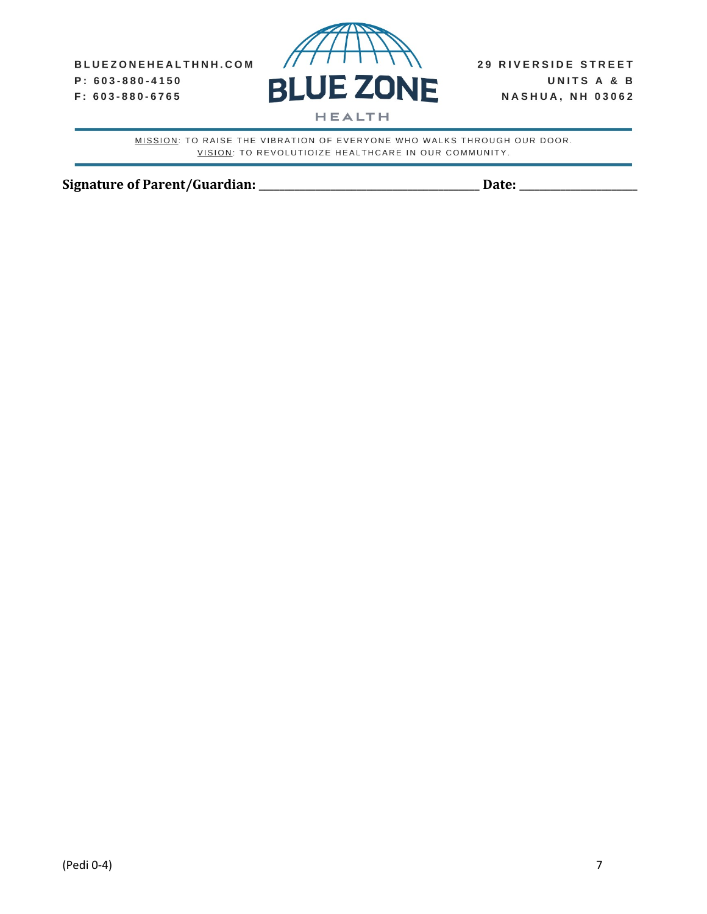**Signature of Parent/Guardian:** ______________________________________ **Date:** ____________________